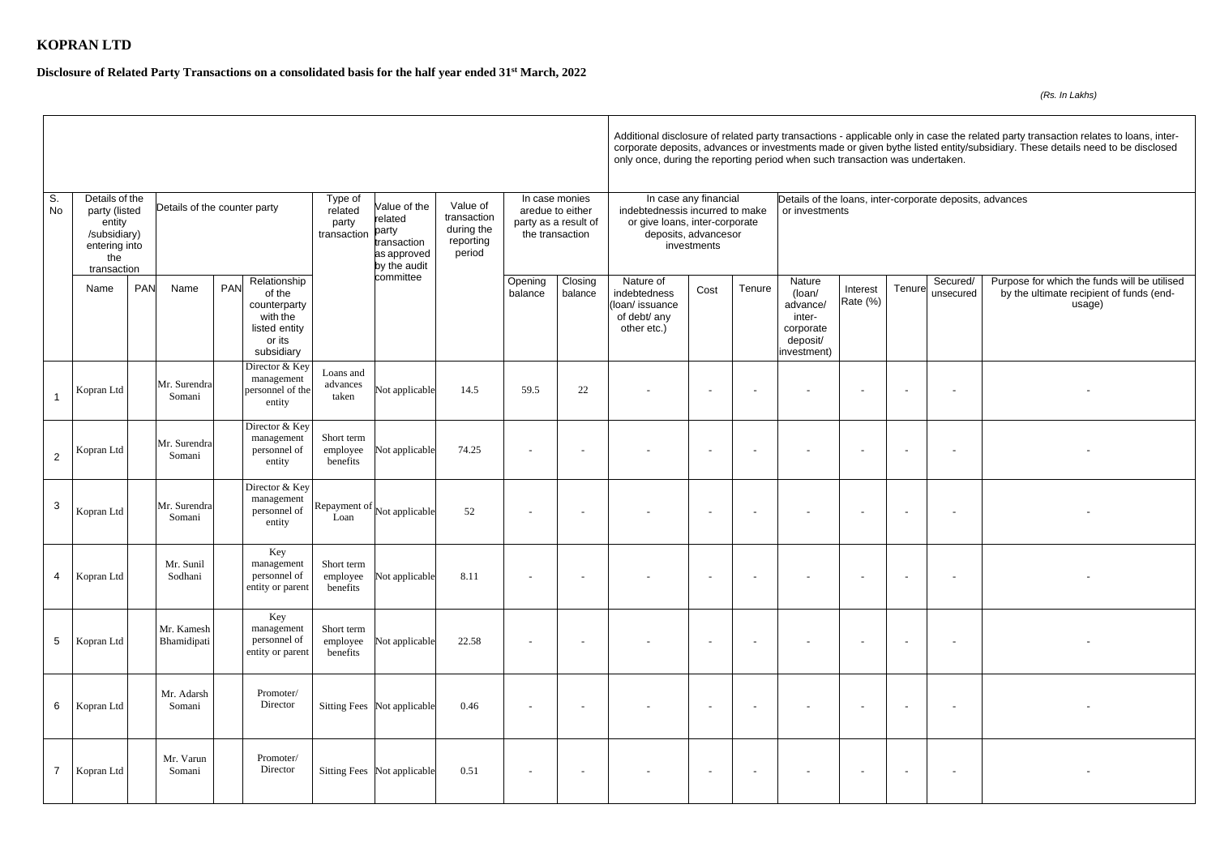# KOPRAN LTD

**Disclosure of Related Party Transactions on a consolidated basis for the half year ended 31st March, 2022**

*(Rs. In Lakhs)*

| | | | | | | | | | | | | | | | | | | | |
|---|---|---|---|---|---|---|---|---|---|---|---|---|---|---|---|---|---|---|---|
| | | | | | | | | | | | Additional disclosure of related party transactions - applicable only in case the related party transaction relates to loans, inter-corporate deposits, advances or investments made or given bythe listed entity/subsidiary. These details need to be disclosed only once, during the reporting period when such transaction was undertaken. | | | | | | | | |
| S. No | Details of the party (listed entity /subsidiary) entering into the transaction | | Details of the counter party | | | Type of related party transaction | Value of the related party transaction as approved by the audit committee | Value of transaction during the reporting period | In case monies aredue to either party as a result of the transaction | | In case any financial indebtednessis incurred to make or give loans, inter-corporate deposits, advancesor investments | | | Details of the loans, inter-corporate deposits, advances or investments | | | | | |
| | Name | PAN | Name | PAN | Relationship of the counterparty with the listed entity or its subsidiary | | | | Opening balance | Closing balance | Nature of indebtedness (loan/ issuance of debt/ any other etc.) | Cost | Tenure | Nature (loan/ advance/ inter-corporate deposit/ investment) | Interest Rate (%) | Tenure | Secured/ unsecured | Purpose for which the funds will be utilised by the ultimate recipient of funds (end-usage) |
| 1 | Kopran Ltd | | Mr. Surendra Somani | | Director & Key management personnel of the entity | Loans and advances taken | Not applicable | 14.5 | 59.5 | 22 | - | - | - | - | - | - | - | - |
| 2 | Kopran Ltd | | Mr. Surendra Somani | | Director & Key management personnel of entity | Short term employee benefits | Not applicable | 74.25 | - | - | - | - | - | - | - | - | - | - |
| 3 | Kopran Ltd | | Mr. Surendra Somani | | Director & Key management personnel of entity | Repayment of Loan | Not applicable | 52 | - | - | - | - | - | - | - | - | - | - |
| 4 | Kopran Ltd | | Mr. Sunil Sodhani | | Key management personnel of entity or parent | Short term employee benefits | Not applicable | 8.11 | - | - | - | - | - | - | - | - | - | - |
| 5 | Kopran Ltd | | Mr. Kamesh Bhamidipati | | Key management personnel of entity or parent | Short term employee benefits | Not applicable | 22.58 | - | - | - | - | - | - | - | - | - | - |
| 6 | Kopran Ltd | | Mr. Adarsh Somani | | Promoter/ Director | Sitting Fees | Not applicable | 0.46 | - | - | - | - | - | - | - | - | - | - |
| 7 | Kopran Ltd | | Mr. Varun Somani | | Promoter/ Director | Sitting Fees | Not applicable | 0.51 | - | - | - | - | - | - | - | - | - | - |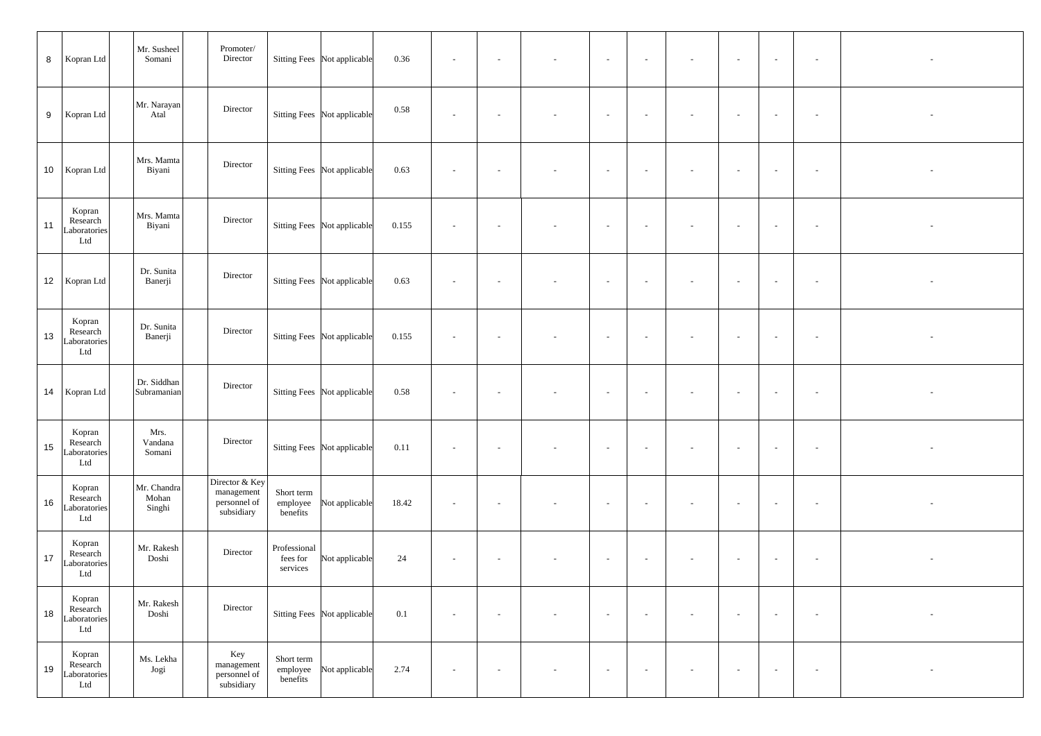| | | | | | | | | | | | | | | | | | | |
|---|---|---|---|---|---|---|---|---|---|---|---|---|---|---|---|---|---|---|
| 8 | Kopran Ltd | | Mr. Susheel Somani | | Promoter/ Director | Sitting Fees | Not applicable | 0.36 | - | - | - | - | - | - | - | - | - | - |
| 9 | Kopran Ltd | | Mr. Narayan Atal | | Director | Sitting Fees | Not applicable | 0.58 | - | - | - | - | - | - | - | - | - | - |
| 10 | Kopran Ltd | | Mrs. Mamta Biyani | | Director | Sitting Fees | Not applicable | 0.63 | - | - | - | - | - | - | - | - | - | - |
| 11 | Kopran Research Laboratories Ltd | | Mrs. Mamta Biyani | | Director | Sitting Fees | Not applicable | 0.155 | - | - | - | - | - | - | - | - | - | - |
| 12 | Kopran Ltd | | Dr. Sunita Banerji | | Director | Sitting Fees | Not applicable | 0.63 | - | - | - | - | - | - | - | - | - | - |
| 13 | Kopran Research Laboratories Ltd | | Dr. Sunita Banerji | | Director | Sitting Fees | Not applicable | 0.155 | - | - | - | - | - | - | - | - | - | - |
| 14 | Kopran Ltd | | Dr. Siddhan Subramanian | | Director | Sitting Fees | Not applicable | 0.58 | - | - | - | - | - | - | - | - | - | - |
| 15 | Kopran Research Laboratories Ltd | | Mrs. Vandana Somani | | Director | Sitting Fees | Not applicable | 0.11 | - | - | - | - | - | - | - | - | - | - |
| 16 | Kopran Research Laboratories Ltd | | Mr. Chandra Mohan Singhi | | Director & Key management personnel of subsidiary | Short term employee benefits | Not applicable | 18.42 | - | - | - | - | - | - | - | - | - | - |
| 17 | Kopran Research Laboratories Ltd | | Mr. Rakesh Doshi | | Director | Professional fees for services | Not applicable | 24 | - | - | - | - | - | - | - | - | - | - |
| 18 | Kopran Research Laboratories Ltd | | Mr. Rakesh Doshi | | Director | Sitting Fees | Not applicable | 0.1 | - | - | - | - | - | - | - | - | - | - |
| 19 | Kopran Research Laboratories Ltd | | Ms. Lekha Jogi | | Key management personnel of subsidiary | Short term employee benefits | Not applicable | 2.74 | - | - | - | - | - | - | - | - | - | - |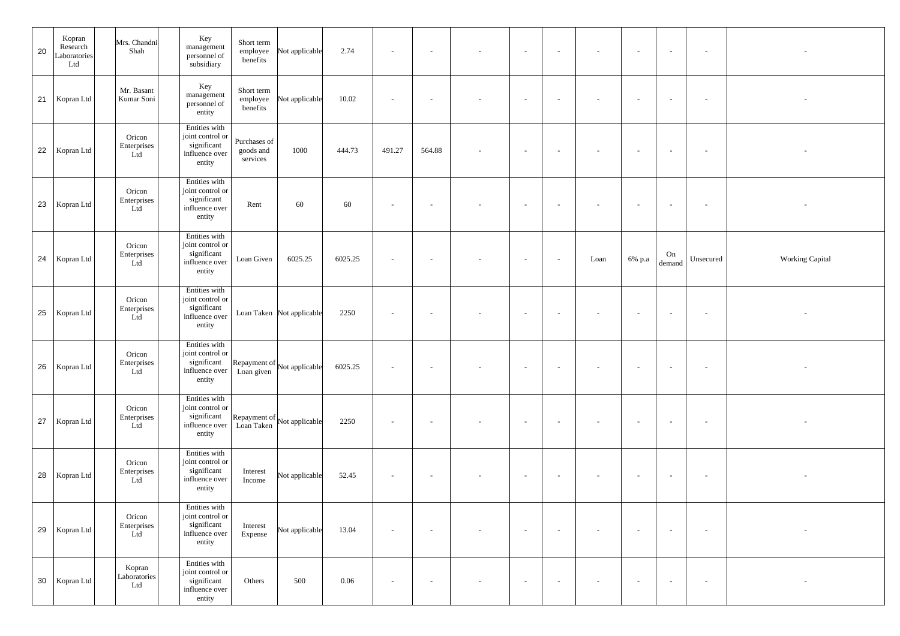| | | | | | | | | | | | | | | | | | | |
|---|---|---|---|---|---|---|---|---|---|---|---|---|---|---|---|---|---|---|
| 20 | Kopran Research Laboratories Ltd | | Mrs. Chandni Shah | | Key management personnel of subsidiary | Short term employee benefits | Not applicable | 2.74 | - | - | - | - | - | - | - | - | - | - |
| 21 | Kopran Ltd | | Mr. Basant Kumar Soni | | Key management personnel of entity | Short term employee benefits | Not applicable | 10.02 | - | - | - | - | - | - | - | - | - | - |
| 22 | Kopran Ltd | | Oricon Enterprises Ltd | | Entities with joint control or significant influence over entity | Purchases of goods and services | 1000 | 444.73 | 491.27 | 564.88 | - | - | - | - | - | - | - | - |
| 23 | Kopran Ltd | | Oricon Enterprises Ltd | | Entities with joint control or significant influence over entity | Rent | 60 | 60 | - | - | - | - | - | - | - | - | - | - |
| 24 | Kopran Ltd | | Oricon Enterprises Ltd | | Entities with joint control or significant influence over entity | Loan Given | 6025.25 | 6025.25 | - | - | - | - | - | Loan | 6% p.a | On demand | Unsecured | Working Capital |
| 25 | Kopran Ltd | | Oricon Enterprises Ltd | | Entities with joint control or significant influence over entity | Loan Taken | Not applicable | 2250 | - | - | - | - | - | - | - | - | - | - |
| 26 | Kopran Ltd | | Oricon Enterprises Ltd | | Entities with joint control or significant influence over entity | Repayment of Loan given | Not applicable | 6025.25 | - | - | - | - | - | - | - | - | - | - |
| 27 | Kopran Ltd | | Oricon Enterprises Ltd | | Entities with joint control or significant influence over entity | Repayment of Loan Taken | Not applicable | 2250 | - | - | - | - | - | - | - | - | - | - |
| 28 | Kopran Ltd | | Oricon Enterprises Ltd | | Entities with joint control or significant influence over entity | Interest Income | Not applicable | 52.45 | - | - | - | - | - | - | - | - | - | - |
| 29 | Kopran Ltd | | Oricon Enterprises Ltd | | Entities with joint control or significant influence over entity | Interest Expense | Not applicable | 13.04 | - | - | - | - | - | - | - | - | - | - |
| 30 | Kopran Ltd | | Kopran Laboratories Ltd | | Entities with joint control or significant influence over entity | Others | 500 | 0.06 | - | - | - | - | - | - | - | - | - | - |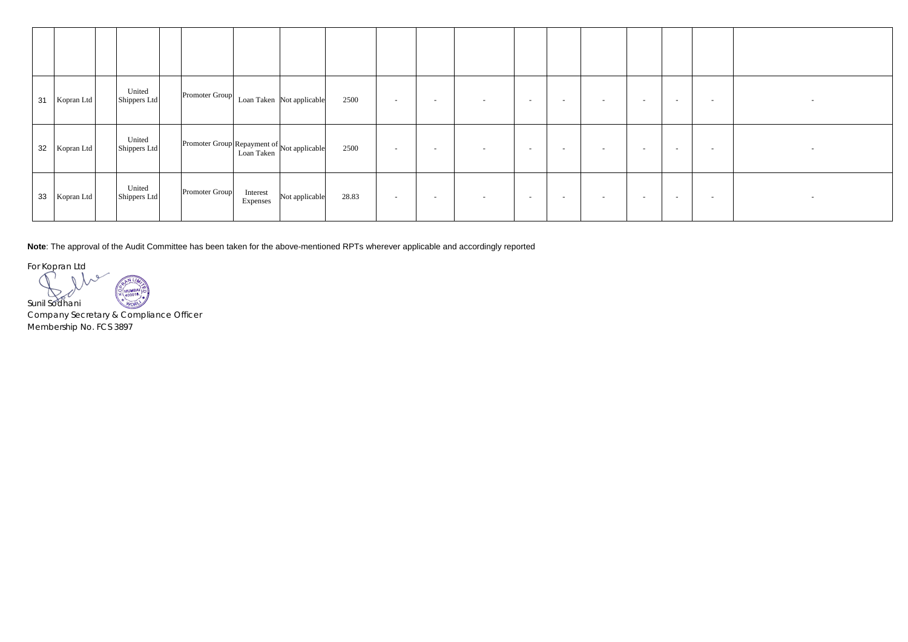| | | | | | | | | | | | | | | | | | | |
|---|---|---|---|---|---|---|---|---|---|---|---|---|---|---|---|---|---|---|
| 31 | Kopran Ltd | | United Shippers Ltd | | Promoter Group | Loan Taken | Not applicable | 2500 | - | - | - | - | - | - | - | - | - | - |
| 32 | Kopran Ltd | | United Shippers Ltd | | Promoter Group | Repayment of Loan Taken | Not applicable | 2500 | - | - | - | - | - | - | - | - | - | - |
| 33 | Kopran Ltd | | United Shippers Ltd | | Promoter Group | Interest Expenses | Not applicable | 28.83 | - | - | - | - | - | - | - | - | - | - |

**Note**: The approval of the Audit Committee has been taken for the above-mentioned RPTs wherever applicable and accordingly reported

For Kopran Ltd

Sunil Sodhani
Company Secretary & Compliance Officer
Membership No. FCS 3897